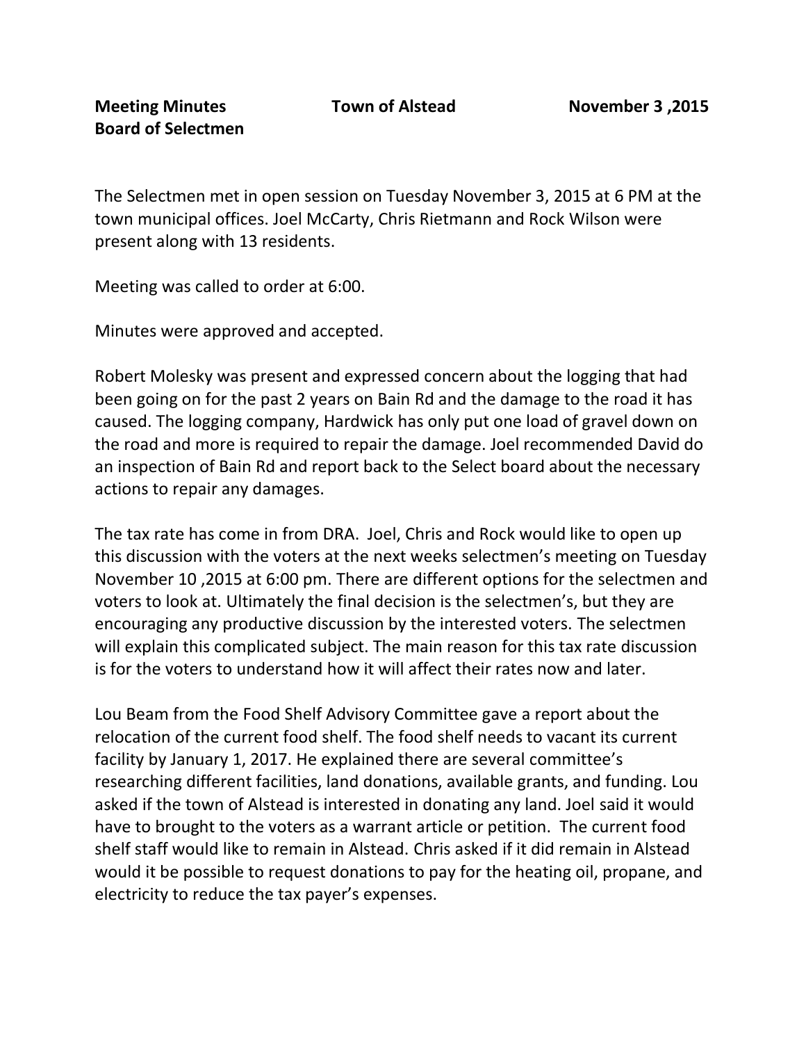**Meeting Minutes** **Town of Alstead** **November 3 ,2015**
**Board of Selectmen**

The Selectmen met in open session on Tuesday November 3, 2015 at 6 PM at the town municipal offices. Joel McCarty, Chris Rietmann and Rock Wilson were present along with 13 residents.

Meeting was called to order at 6:00.

Minutes were approved and accepted.

Robert Molesky was present and expressed concern about the logging that had been going on for the past 2 years on Bain Rd and the damage to the road it has caused. The logging company, Hardwick has only put one load of gravel down on the road and more is required to repair the damage. Joel recommended David do an inspection of Bain Rd and report back to the Select board about the necessary actions to repair any damages.

The tax rate has come in from DRA. Joel, Chris and Rock would like to open up this discussion with the voters at the next weeks selectmen's meeting on Tuesday November 10 ,2015 at 6:00 pm. There are different options for the selectmen and voters to look at. Ultimately the final decision is the selectmen's, but they are encouraging any productive discussion by the interested voters. The selectmen will explain this complicated subject. The main reason for this tax rate discussion is for the voters to understand how it will affect their rates now and later.

Lou Beam from the Food Shelf Advisory Committee gave a report about the relocation of the current food shelf. The food shelf needs to vacant its current facility by January 1, 2017. He explained there are several committee's researching different facilities, land donations, available grants, and funding. Lou asked if the town of Alstead is interested in donating any land. Joel said it would have to brought to the voters as a warrant article or petition. The current food shelf staff would like to remain in Alstead. Chris asked if it did remain in Alstead would it be possible to request donations to pay for the heating oil, propane, and electricity to reduce the tax payer's expenses.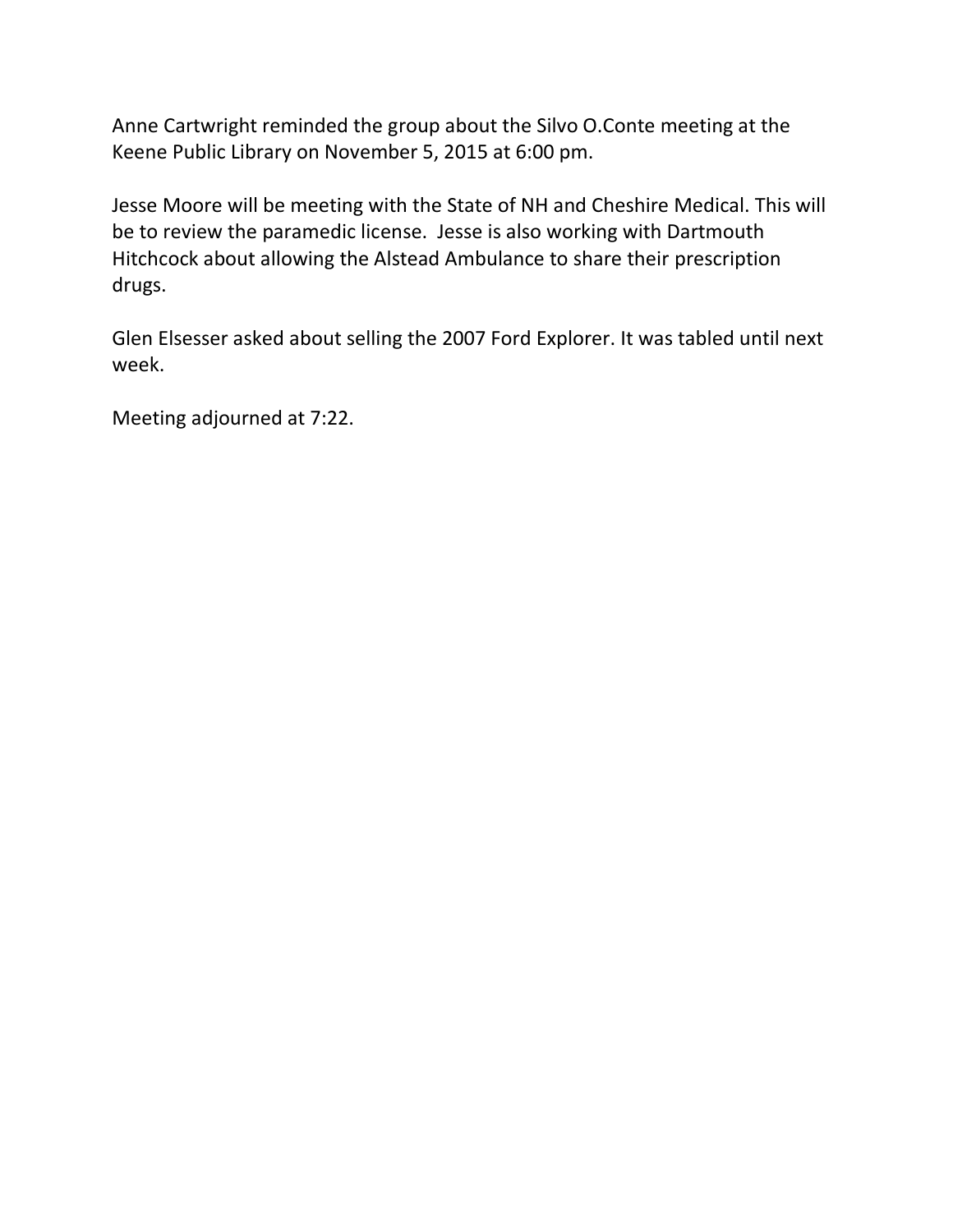Anne Cartwright reminded the group about the Silvo O.Conte meeting at the Keene Public Library on November 5, 2015 at 6:00 pm.

Jesse Moore will be meeting with the State of NH and Cheshire Medical. This will be to review the paramedic license. Jesse is also working with Dartmouth Hitchcock about allowing the Alstead Ambulance to share their prescription drugs.

Glen Elsesser asked about selling the 2007 Ford Explorer. It was tabled until next week.

Meeting adjourned at 7:22.